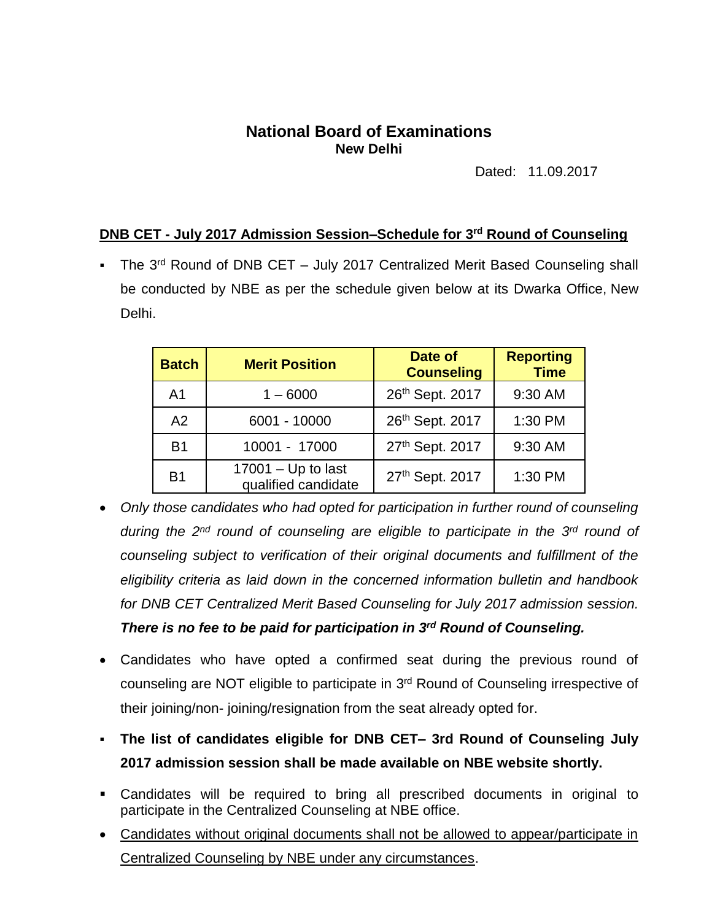# National Board of Examinations

**New Delhi**

Dated: 11.09.2017

## DNB CET - July 2017 Admission Session–Schedule for 3rd Round of Counseling

- The 3rd Round of DNB CET – July 2017 Centralized Merit Based Counseling shall be conducted by NBE as per the schedule given below at its Dwarka Office, New Delhi.

| Batch | Merit Position | Date of Counseling | Reporting Time |
|---|---|---|---|
| A1 | 1 – 6000 | 26th Sept. 2017 | 9:30 AM |
| A2 | 6001 - 10000 | 26th Sept. 2017 | 1:30 PM |
| B1 | 10001 - 17000 | 27th Sept. 2017 | 9:30 AM |
| B1 | 17001 – Up to last qualified candidate | 27th Sept. 2017 | 1:30 PM |

- *Only those candidates who had opted for participation in further round of counseling during the 2nd round of counseling are eligible to participate in the 3rd round of counseling subject to verification of their original documents and fulfillment of the eligibility criteria as laid down in the concerned information bulletin and handbook for DNB CET Centralized Merit Based Counseling for July 2017 admission session.* ***There is no fee to be paid for participation in 3rd Round of Counseling.***

- Candidates who have opted a confirmed seat during the previous round of counseling are NOT eligible to participate in 3rd Round of Counseling irrespective of their joining/non- joining/resignation from the seat already opted for.

- **The list of candidates eligible for DNB CET– 3rd Round of Counseling July 2017 admission session shall be made available on NBE website shortly.**

- Candidates will be required to bring all prescribed documents in original to participate in the Centralized Counseling at NBE office.

- <u>Candidates without original documents shall not be allowed to appear/participate in Centralized Counseling by NBE under any circumstances</u>.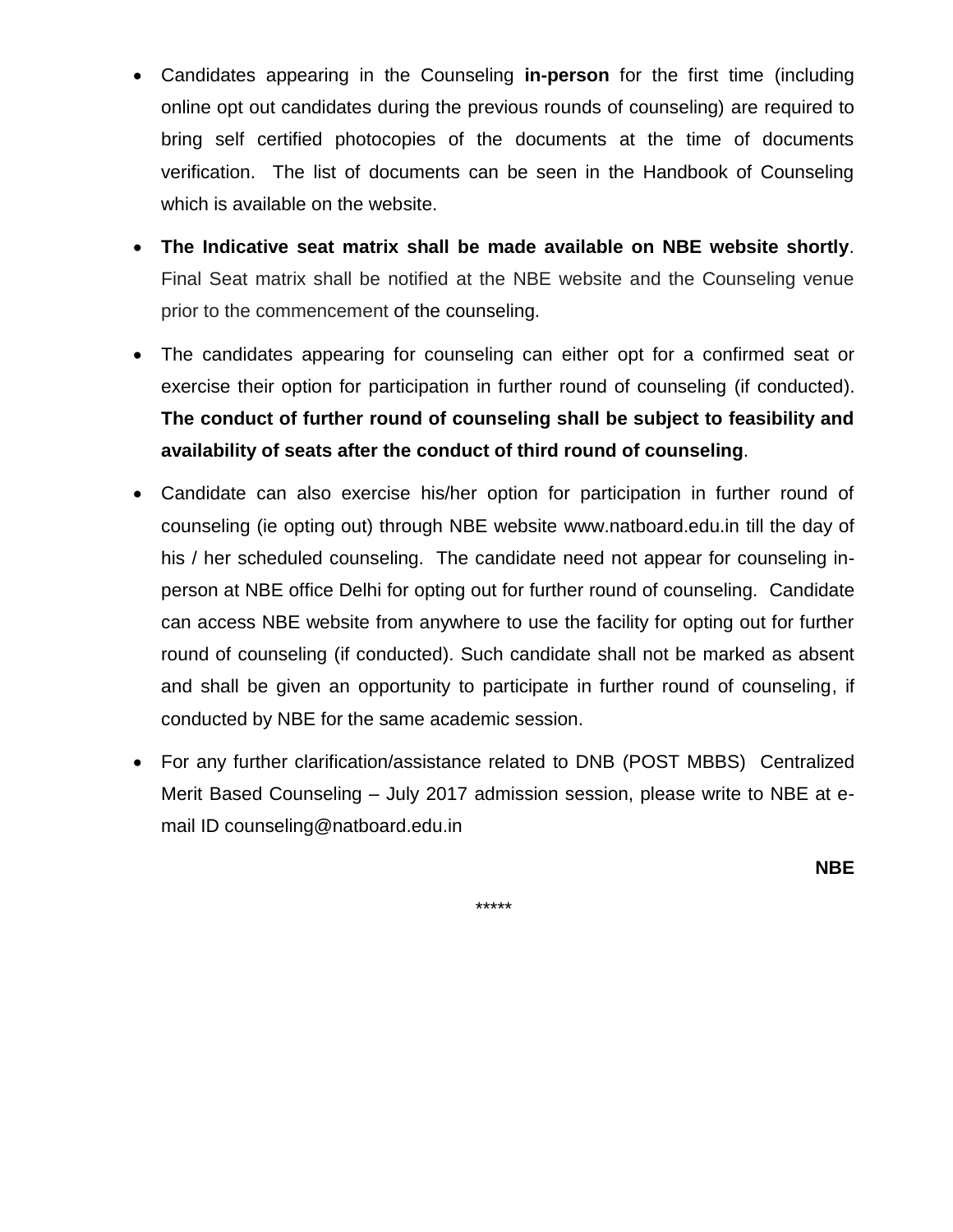- Candidates appearing in the Counseling **in-person** for the first time (including online opt out candidates during the previous rounds of counseling) are required to bring self certified photocopies of the documents at the time of documents verification. The list of documents can be seen in the Handbook of Counseling which is available on the website.

- **The Indicative seat matrix shall be made available on NBE website shortly**. Final Seat matrix shall be notified at the NBE website and the Counseling venue prior to the commencement of the counseling.

- The candidates appearing for counseling can either opt for a confirmed seat or exercise their option for participation in further round of counseling (if conducted). **The conduct of further round of counseling shall be subject to feasibility and availability of seats after the conduct of third round of counseling**.

- Candidate can also exercise his/her option for participation in further round of counseling (ie opting out) through NBE website www.natboard.edu.in till the day of his / her scheduled counseling. The candidate need not appear for counseling in-person at NBE office Delhi for opting out for further round of counseling. Candidate can access NBE website from anywhere to use the facility for opting out for further round of counseling (if conducted). Such candidate shall not be marked as absent and shall be given an opportunity to participate in further round of counseling, if conducted by NBE for the same academic session.

- For any further clarification/assistance related to DNB (POST MBBS) Centralized Merit Based Counseling – July 2017 admission session, please write to NBE at e-mail ID counseling@natboard.edu.in

**NBE**

*****